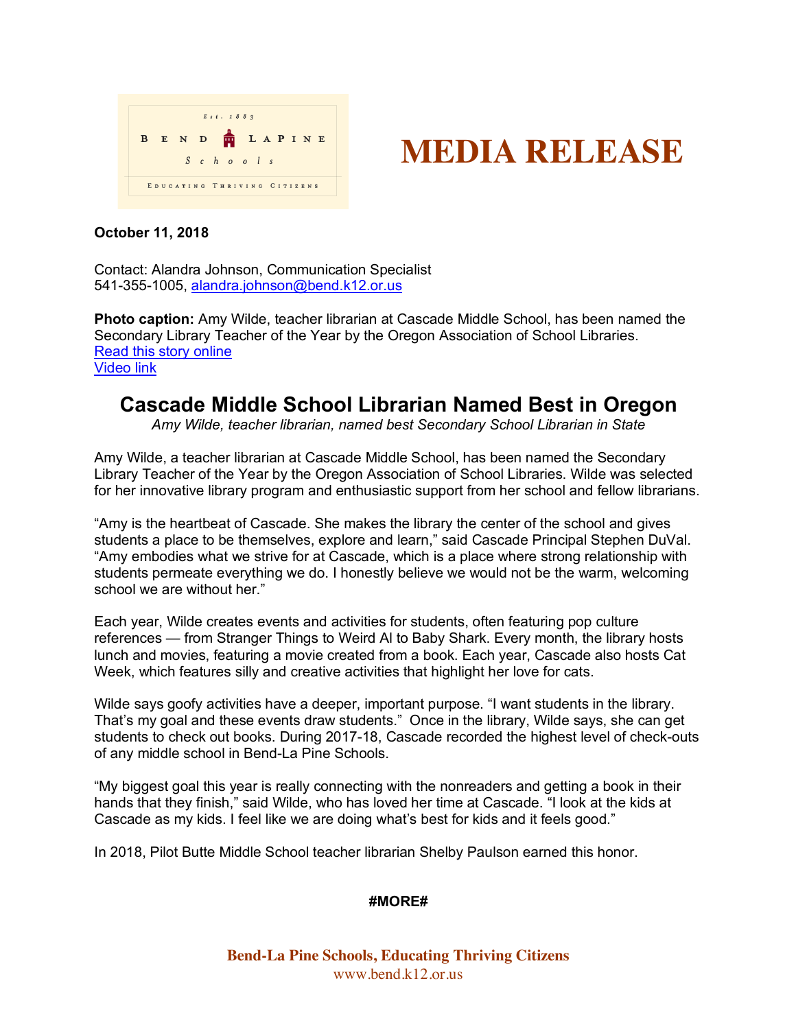# MEDIA RELEASE

**October 11, 2018**

Contact: Alandra Johnson, Communication Specialist
541-355-1005, alandra.johnson@bend.k12.or.us

**Photo caption:** Amy Wilde, teacher librarian at Cascade Middle School, has been named the Secondary Library Teacher of the Year by the Oregon Association of School Libraries.
Read this story online
Video link

## Cascade Middle School Librarian Named Best in Oregon

*Amy Wilde, teacher librarian, named best Secondary School Librarian in State*

Amy Wilde, a teacher librarian at Cascade Middle School, has been named the Secondary Library Teacher of the Year by the Oregon Association of School Libraries. Wilde was selected for her innovative library program and enthusiastic support from her school and fellow librarians.

"Amy is the heartbeat of Cascade. She makes the library the center of the school and gives students a place to be themselves, explore and learn," said Cascade Principal Stephen DuVal. "Amy embodies what we strive for at Cascade, which is a place where strong relationship with students permeate everything we do. I honestly believe we would not be the warm, welcoming school we are without her."

Each year, Wilde creates events and activities for students, often featuring pop culture references — from Stranger Things to Weird Al to Baby Shark. Every month, the library hosts lunch and movies, featuring a movie created from a book. Each year, Cascade also hosts Cat Week, which features silly and creative activities that highlight her love for cats.

Wilde says goofy activities have a deeper, important purpose. "I want students in the library. That's my goal and these events draw students." Once in the library, Wilde says, she can get students to check out books. During 2017-18, Cascade recorded the highest level of check-outs of any middle school in Bend-La Pine Schools.

"My biggest goal this year is really connecting with the nonreaders and getting a book in their hands that they finish," said Wilde, who has loved her time at Cascade. "I look at the kids at Cascade as my kids. I feel like we are doing what's best for kids and it feels good."

In 2018, Pilot Butte Middle School teacher librarian Shelby Paulson earned this honor.

**#MORE#**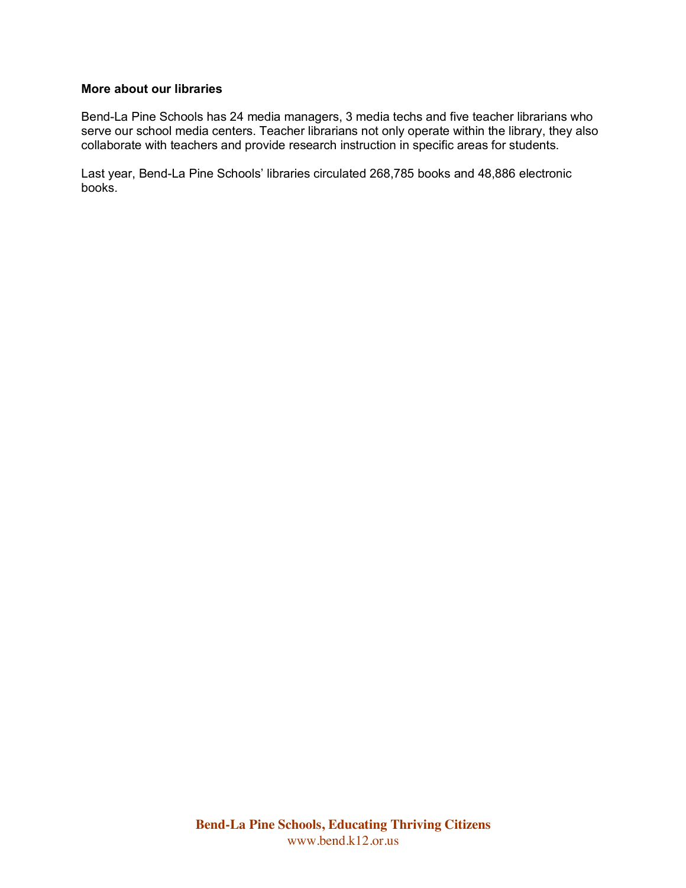**More about our libraries**

Bend-La Pine Schools has 24 media managers, 3 media techs and five teacher librarians who serve our school media centers. Teacher librarians not only operate within the library, they also collaborate with teachers and provide research instruction in specific areas for students.

Last year, Bend-La Pine Schools' libraries circulated 268,785 books and 48,886 electronic books.